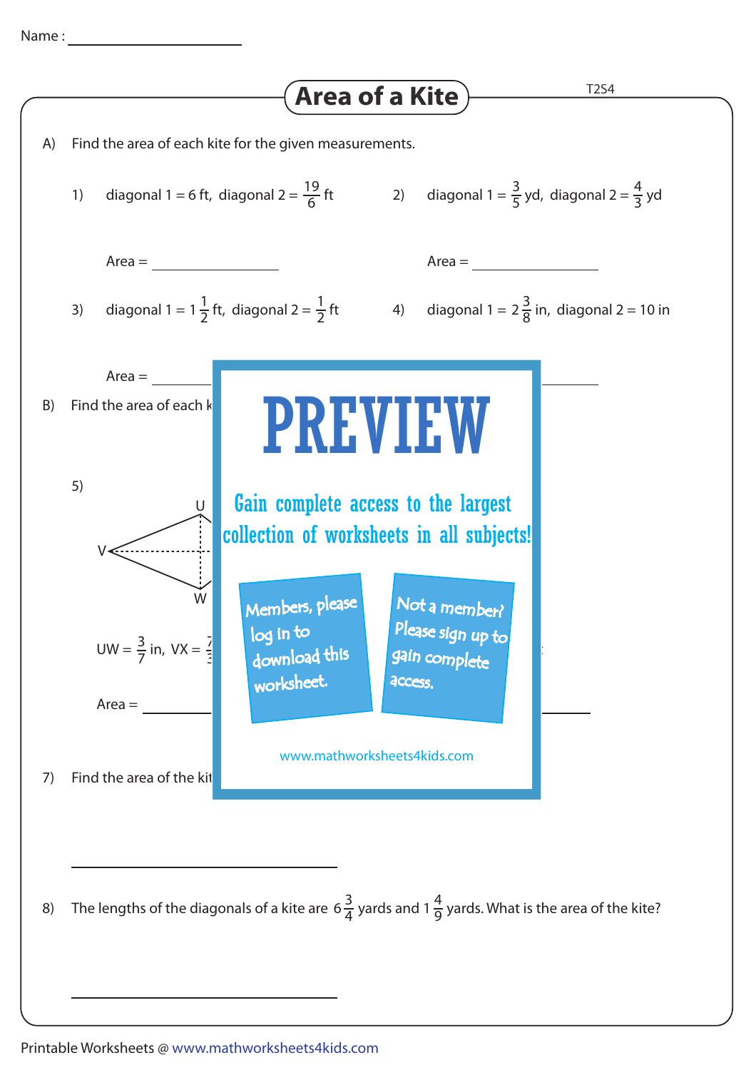Name : ____________________

# Area of a Kite

T2S4

A) Find the area of each kite for the given measurements.

1) diagonal 1 = 6 ft, diagonal 2 = $\frac{19}{6}$ ft

Area = ______________

2) diagonal 1 = $\frac{3}{5}$ yd, diagonal 2 = $\frac{4}{3}$ yd

Area = ______________

3) diagonal 1 = $1\frac{1}{2}$ ft, diagonal 2 = $\frac{1}{2}$ ft

Area = ______________

4) diagonal 1 = $2\frac{3}{8}$ in, diagonal 2 = 10 in

Area = ______________

B) Find the area of each k

PREVIEW

Gain complete access to the largest collection of worksheets in all subjects!

Members, please log in to download this worksheet.

Not a member? Please sign up to gain complete access.

www.mathworksheets4kids.com

5)

U

V

W

UW = $\frac{3}{7}$ in, VX = $\frac{7}{3}$

Area = ______________

7) Find the area of the kit

______________________________

8) The lengths of the diagonals of a kite are $6\frac{3}{4}$ yards and $1\frac{4}{9}$ yards. What is the area of the kite?

______________________________

Printable Worksheets @ www.mathworksheets4kids.com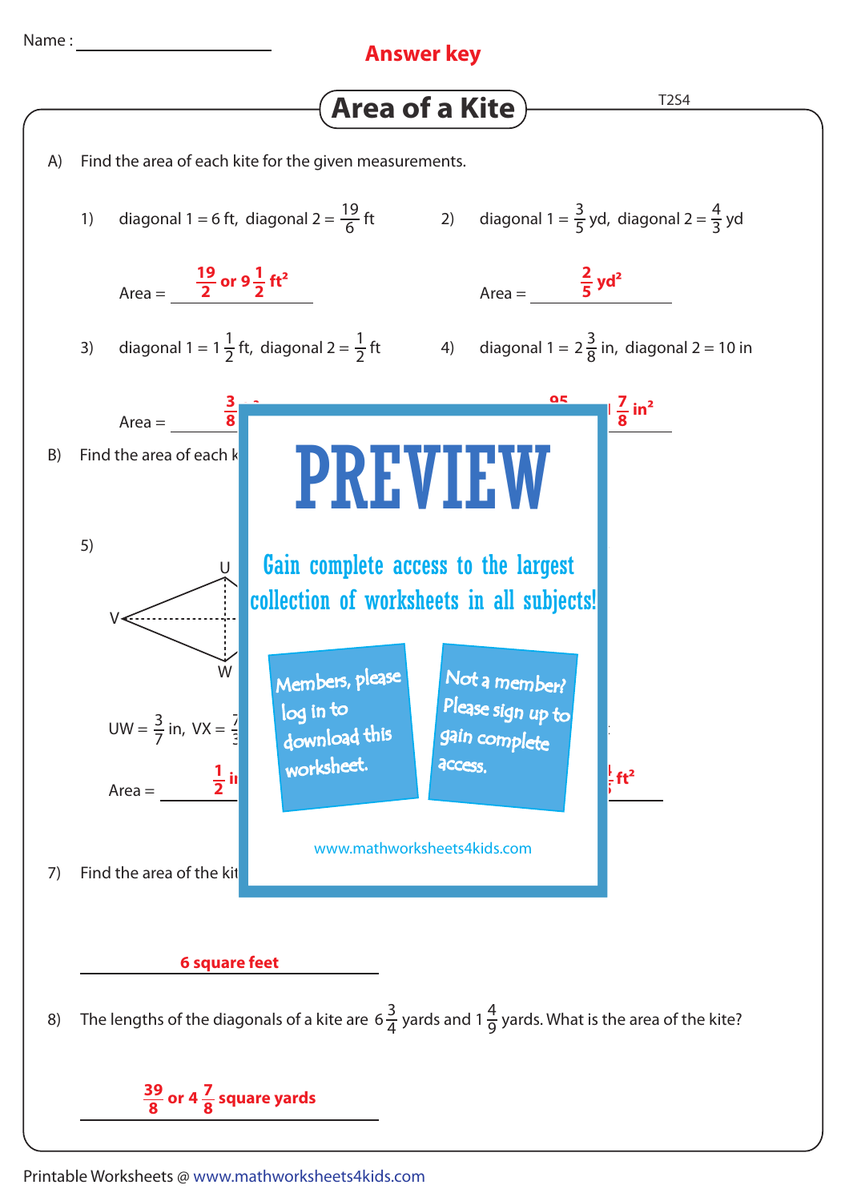Name : ________________

**Answer key**

# Area of a Kite

T2S4

A) Find the area of each kite for the given measurements.

1) diagonal 1 = 6 ft, diagonal 2 = $\frac{19}{6}$ ft

Area = **$\frac{19}{2}$ or $9\frac{1}{2}$ ft$^2$**

2) diagonal 1 = $\frac{3}{5}$ yd, diagonal 2 = $\frac{4}{3}$ yd

Area = **$\frac{2}{5}$ yd$^2$**

3) diagonal 1 = $1\frac{1}{2}$ ft, diagonal 2 = $\frac{1}{2}$ ft

Area = **$\frac{3}{8}$**

4) diagonal 1 = $2\frac{3}{8}$ in, diagonal 2 = 10 in

Area = **$\frac{7}{8}$ in$^2$**

B) Find the area of each k

5)

U

V

W

UW = $\frac{3}{7}$ in, VX =

Area = **$\frac{1}{2}$ in**

**ft$^2$**

**PREVIEW**

Gain complete access to the largest collection of worksheets in all subjects!

Members, please log in to download this worksheet.

Not a member? Please sign up to gain complete access.

www.mathworksheets4kids.com

7) Find the area of the kit

**6 square feet**

8) The lengths of the diagonals of a kite are $6\frac{3}{4}$ yards and $1\frac{4}{9}$ yards. What is the area of the kite?

**$\frac{39}{8}$ or $4\frac{7}{8}$ square yards**

Printable Worksheets @ www.mathworksheets4kids.com